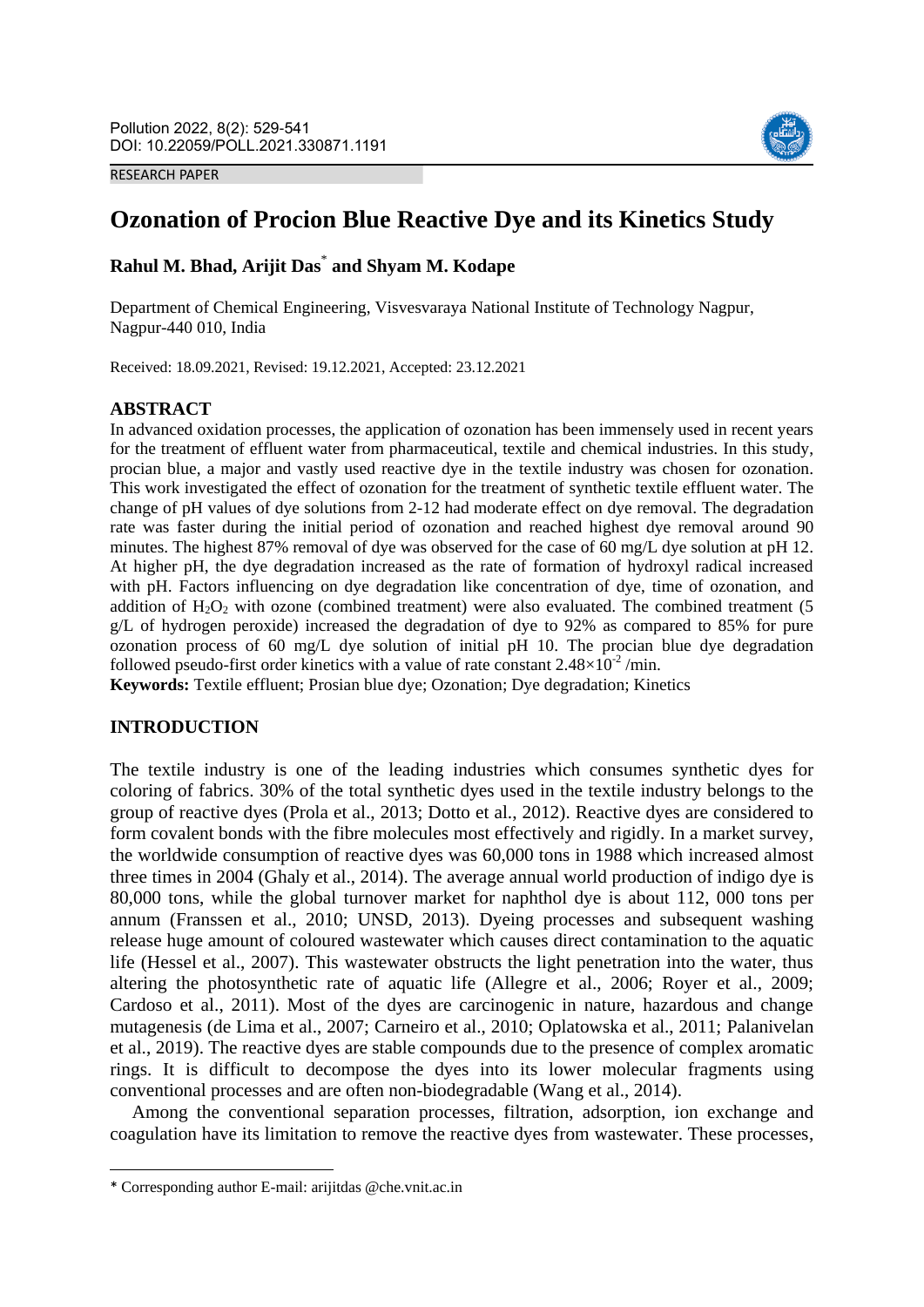RESEARCH PAPER

# Ozonation of Procion Blue Reactive Dye and its Kinetics Study

**Rahul M. Bhad, Arijit Das[*] and Shyam M. Kodape**

Department of Chemical Engineering, Visvesvaraya National Institute of Technology Nagpur, Nagpur-440 010, India

Received: 18.09.2021, Revised: 19.12.2021, Accepted: 23.12.2021

## ABSTRACT

In advanced oxidation processes, the application of ozonation has been immensely used in recent years for the treatment of effluent water from pharmaceutical, textile and chemical industries. In this study, procian blue, a major and vastly used reactive dye in the textile industry was chosen for ozonation. This work investigated the effect of ozonation for the treatment of synthetic textile effluent water. The change of pH values of dye solutions from 2-12 had moderate effect on dye removal. The degradation rate was faster during the initial period of ozonation and reached highest dye removal around 90 minutes. The highest 87% removal of dye was observed for the case of 60 mg/L dye solution at pH 12. At higher pH, the dye degradation increased as the rate of formation of hydroxyl radical increased with pH. Factors influencing on dye degradation like concentration of dye, time of ozonation, and addition of $H_2O_2$ with ozone (combined treatment) were also evaluated. The combined treatment (5 g/L of hydrogen peroxide) increased the degradation of dye to 92% as compared to 85% for pure ozonation process of 60 mg/L dye solution of initial pH 10. The procian blue dye degradation followed pseudo-first order kinetics with a value of rate constant $2.48\times10^{-2}$ /min.

**Keywords:** Textile effluent; Prosian blue dye; Ozonation; Dye degradation; Kinetics

## INTRODUCTION

The textile industry is one of the leading industries which consumes synthetic dyes for coloring of fabrics. 30% of the total synthetic dyes used in the textile industry belongs to the group of reactive dyes (Prola et al., 2013; Dotto et al., 2012). Reactive dyes are considered to form covalent bonds with the fibre molecules most effectively and rigidly. In a market survey, the worldwide consumption of reactive dyes was 60,000 tons in 1988 which increased almost three times in 2004 (Ghaly et al., 2014). The average annual world production of indigo dye is 80,000 tons, while the global turnover market for naphthol dye is about 112, 000 tons per annum (Franssen et al., 2010; UNSD, 2013). Dyeing processes and subsequent washing release huge amount of coloured wastewater which causes direct contamination to the aquatic life (Hessel et al., 2007). This wastewater obstructs the light penetration into the water, thus altering the photosynthetic rate of aquatic life (Allegre et al., 2006; Royer et al., 2009; Cardoso et al., 2011). Most of the dyes are carcinogenic in nature, hazardous and change mutagenesis (de Lima et al., 2007; Carneiro et al., 2010; Oplatowska et al., 2011; Palanivelan et al., 2019). The reactive dyes are stable compounds due to the presence of complex aromatic rings. It is difficult to decompose the dyes into its lower molecular fragments using conventional processes and are often non-biodegradable (Wang et al., 2014).

Among the conventional separation processes, filtration, adsorption, ion exchange and coagulation have its limitation to remove the reactive dyes from wastewater. These processes,

---

[*] Corresponding author E-mail: arijitdas @che.vnit.ac.in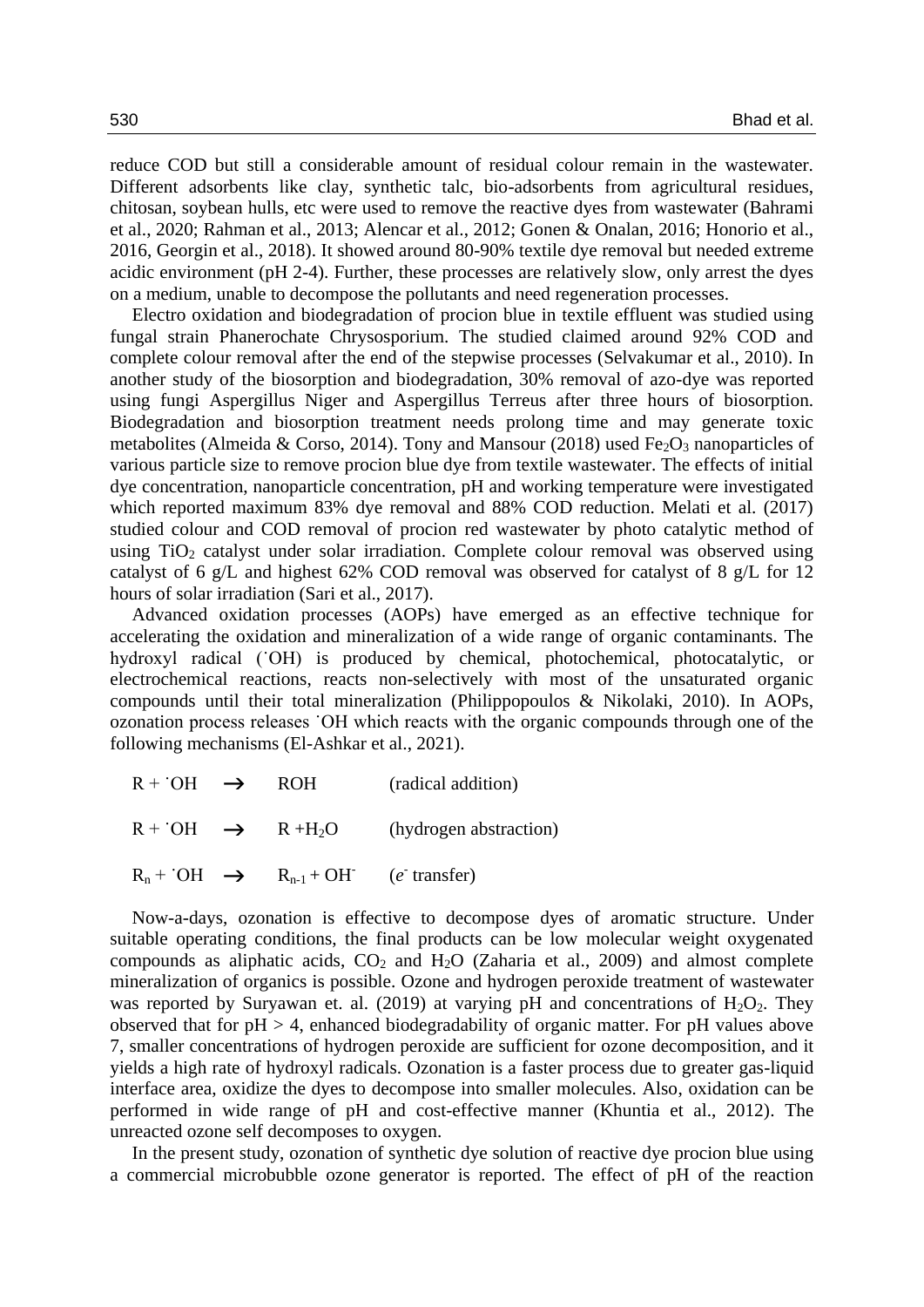reduce COD but still a considerable amount of residual colour remain in the wastewater. Different adsorbents like clay, synthetic talc, bio-adsorbents from agricultural residues, chitosan, soybean hulls, etc were used to remove the reactive dyes from wastewater (Bahrami et al., 2020; Rahman et al., 2013; Alencar et al., 2012; Gonen & Onalan, 2016; Honorio et al., 2016, Georgin et al., 2018). It showed around 80-90% textile dye removal but needed extreme acidic environment (pH 2-4). Further, these processes are relatively slow, only arrest the dyes on a medium, unable to decompose the pollutants and need regeneration processes.

Electro oxidation and biodegradation of procion blue in textile effluent was studied using fungal strain Phanerochate Chrysosporium. The studied claimed around 92% COD and complete colour removal after the end of the stepwise processes (Selvakumar et al., 2010). In another study of the biosorption and biodegradation, 30% removal of azo-dye was reported using fungi Aspergillus Niger and Aspergillus Terreus after three hours of biosorption. Biodegradation and biosorption treatment needs prolong time and may generate toxic metabolites (Almeida & Corso, 2014). Tony and Mansour (2018) used $Fe_2O_3$ nanoparticles of various particle size to remove procion blue dye from textile wastewater. The effects of initial dye concentration, nanoparticle concentration, pH and working temperature were investigated which reported maximum 83% dye removal and 88% COD reduction. Melati et al. (2017) studied colour and COD removal of procion red wastewater by photo catalytic method of using $TiO_2$ catalyst under solar irradiation. Complete colour removal was observed using catalyst of 6 g/L and highest 62% COD removal was observed for catalyst of 8 g/L for 12 hours of solar irradiation (Sari et al., 2017).

Advanced oxidation processes (AOPs) have emerged as an effective technique for accelerating the oxidation and mineralization of a wide range of organic contaminants. The hydroxyl radical ($^{\cdot}OH$) is produced by chemical, photochemical, photocatalytic, or electrochemical reactions, reacts non-selectively with most of the unsaturated organic compounds until their total mineralization (Philippopoulos & Nikolaki, 2010). In AOPs, ozonation process releases $^{\cdot}OH$ which reacts with the organic compounds through one of the following mechanisms (El-Ashkar et al., 2021).

$$R + {}^{\cdot}OH \rightarrow ROH \quad \text{(radical addition)}$$

$$R + {}^{\cdot}OH \rightarrow R + H_2O \quad \text{(hydrogen abstraction)}$$

$$R_n + {}^{\cdot}OH \rightarrow R_{n-1} + OH^- \quad (e^- \text{ transfer})$$

Now-a-days, ozonation is effective to decompose dyes of aromatic structure. Under suitable operating conditions, the final products can be low molecular weight oxygenated compounds as aliphatic acids, $CO_2$ and $H_2O$ (Zaharia et al., 2009) and almost complete mineralization of organics is possible. Ozone and hydrogen peroxide treatment of wastewater was reported by Suryawan et. al. (2019) at varying pH and concentrations of $H_2O_2$. They observed that for pH > 4, enhanced biodegradability of organic matter. For pH values above 7, smaller concentrations of hydrogen peroxide are sufficient for ozone decomposition, and it yields a high rate of hydroxyl radicals. Ozonation is a faster process due to greater gas-liquid interface area, oxidize the dyes to decompose into smaller molecules. Also, oxidation can be performed in wide range of pH and cost-effective manner (Khuntia et al., 2012). The unreacted ozone self decomposes to oxygen.

In the present study, ozonation of synthetic dye solution of reactive dye procion blue using a commercial microbubble ozone generator is reported. The effect of pH of the reaction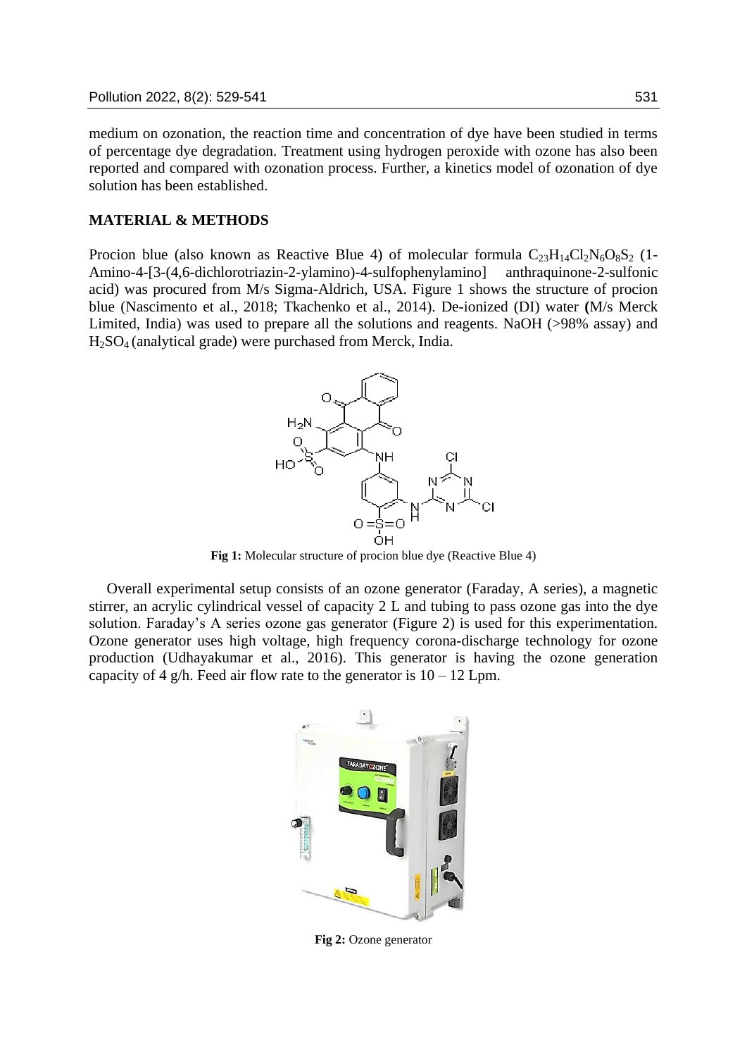medium on ozonation, the reaction time and concentration of dye have been studied in terms of percentage dye degradation. Treatment using hydrogen peroxide with ozone has also been reported and compared with ozonation process. Further, a kinetics model of ozonation of dye solution has been established.

## MATERIAL & METHODS

Procion blue (also known as Reactive Blue 4) of molecular formula $C_{23}H_{14}Cl_2N_6O_8S_2$ (1-Amino-4-[3-(4,6-dichlorotriazin-2-ylamino)-4-sulfophenylamino] anthraquinone-2-sulfonic acid) was procured from M/s Sigma-Aldrich, USA. Figure 1 shows the structure of procion blue (Nascimento et al., 2018; Tkachenko et al., 2014). De-ionized (DI) water (M/s Merck Limited, India) was used to prepare all the solutions and reagents. NaOH (>98% assay) and $H_2SO_4$ (analytical grade) were purchased from Merck, India.

**Fig 1:** Molecular structure of procion blue dye (Reactive Blue 4)

Overall experimental setup consists of an ozone generator (Faraday, A series), a magnetic stirrer, an acrylic cylindrical vessel of capacity 2 L and tubing to pass ozone gas into the dye solution. Faraday's A series ozone gas generator (Figure 2) is used for this experimentation. Ozone generator uses high voltage, high frequency corona-discharge technology for ozone production (Udhayakumar et al., 2016). This generator is having the ozone generation capacity of 4 g/h. Feed air flow rate to the generator is 10 – 12 Lpm.

**Fig 2:** Ozone generator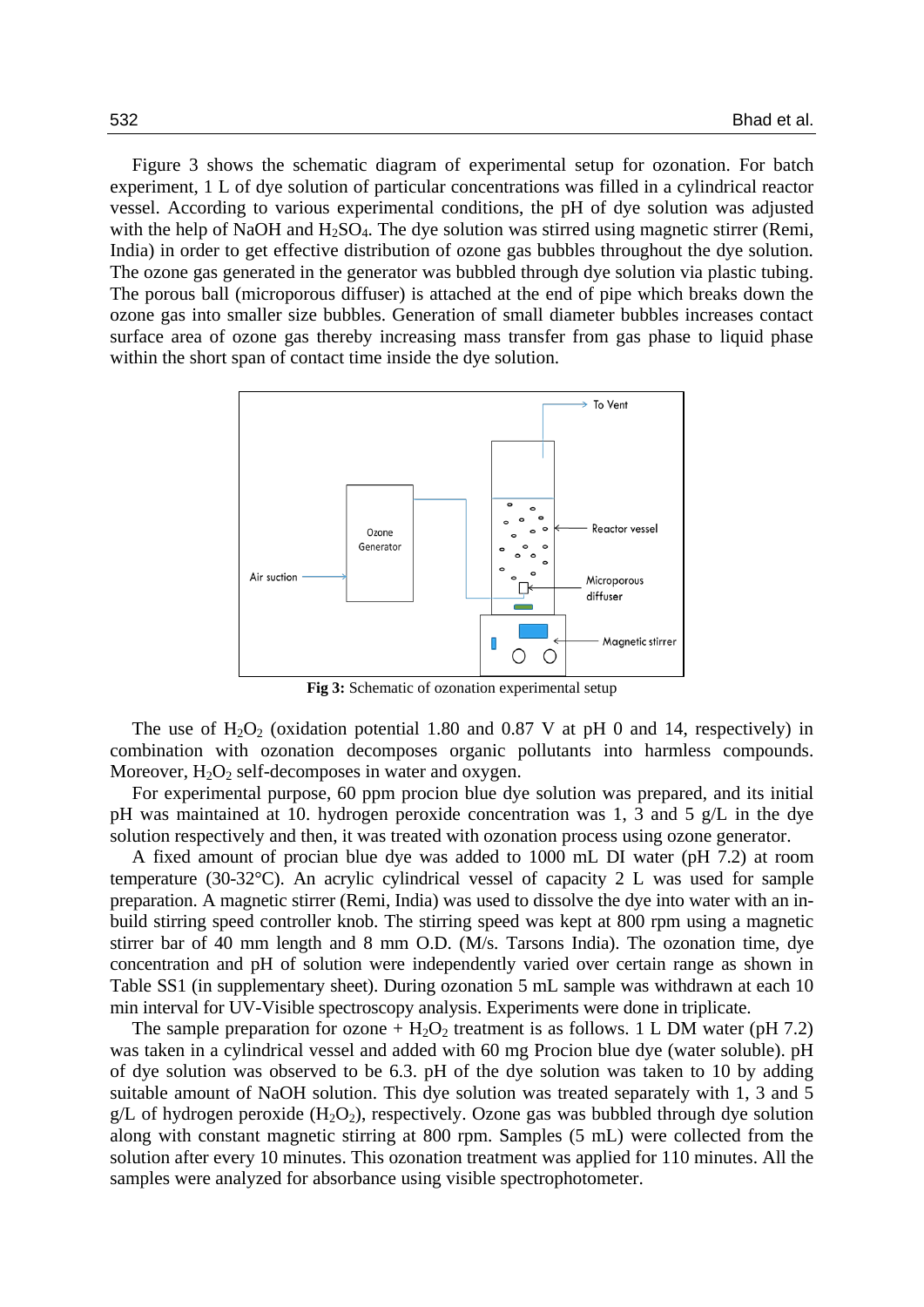Figure 3 shows the schematic diagram of experimental setup for ozonation. For batch experiment, 1 L of dye solution of particular concentrations was filled in a cylindrical reactor vessel. According to various experimental conditions, the pH of dye solution was adjusted with the help of NaOH and $H_2SO_4$. The dye solution was stirred using magnetic stirrer (Remi, India) in order to get effective distribution of ozone gas bubbles throughout the dye solution. The ozone gas generated in the generator was bubbled through dye solution via plastic tubing. The porous ball (microporous diffuser) is attached at the end of pipe which breaks down the ozone gas into smaller size bubbles. Generation of small diameter bubbles increases contact surface area of ozone gas thereby increasing mass transfer from gas phase to liquid phase within the short span of contact time inside the dye solution.

**Fig 3:** Schematic of ozonation experimental setup

The use of $H_2O_2$ (oxidation potential 1.80 and 0.87 V at pH 0 and 14, respectively) in combination with ozonation decomposes organic pollutants into harmless compounds. Moreover, $H_2O_2$ self-decomposes in water and oxygen.

For experimental purpose, 60 ppm procion blue dye solution was prepared, and its initial pH was maintained at 10. hydrogen peroxide concentration was 1, 3 and 5 g/L in the dye solution respectively and then, it was treated with ozonation process using ozone generator.

A fixed amount of procian blue dye was added to 1000 mL DI water (pH 7.2) at room temperature (30-32°C). An acrylic cylindrical vessel of capacity 2 L was used for sample preparation. A magnetic stirrer (Remi, India) was used to dissolve the dye into water with an in-build stirring speed controller knob. The stirring speed was kept at 800 rpm using a magnetic stirrer bar of 40 mm length and 8 mm O.D. (M/s. Tarsons India). The ozonation time, dye concentration and pH of solution were independently varied over certain range as shown in Table SS1 (in supplementary sheet). During ozonation 5 mL sample was withdrawn at each 10 min interval for UV-Visible spectroscopy analysis. Experiments were done in triplicate.

The sample preparation for ozone + $H_2O_2$ treatment is as follows. 1 L DM water (pH 7.2) was taken in a cylindrical vessel and added with 60 mg Procion blue dye (water soluble). pH of dye solution was observed to be 6.3. pH of the dye solution was taken to 10 by adding suitable amount of NaOH solution. This dye solution was treated separately with 1, 3 and 5 g/L of hydrogen peroxide ($H_2O_2$), respectively. Ozone gas was bubbled through dye solution along with constant magnetic stirring at 800 rpm. Samples (5 mL) were collected from the solution after every 10 minutes. This ozonation treatment was applied for 110 minutes. All the samples were analyzed for absorbance using visible spectrophotometer.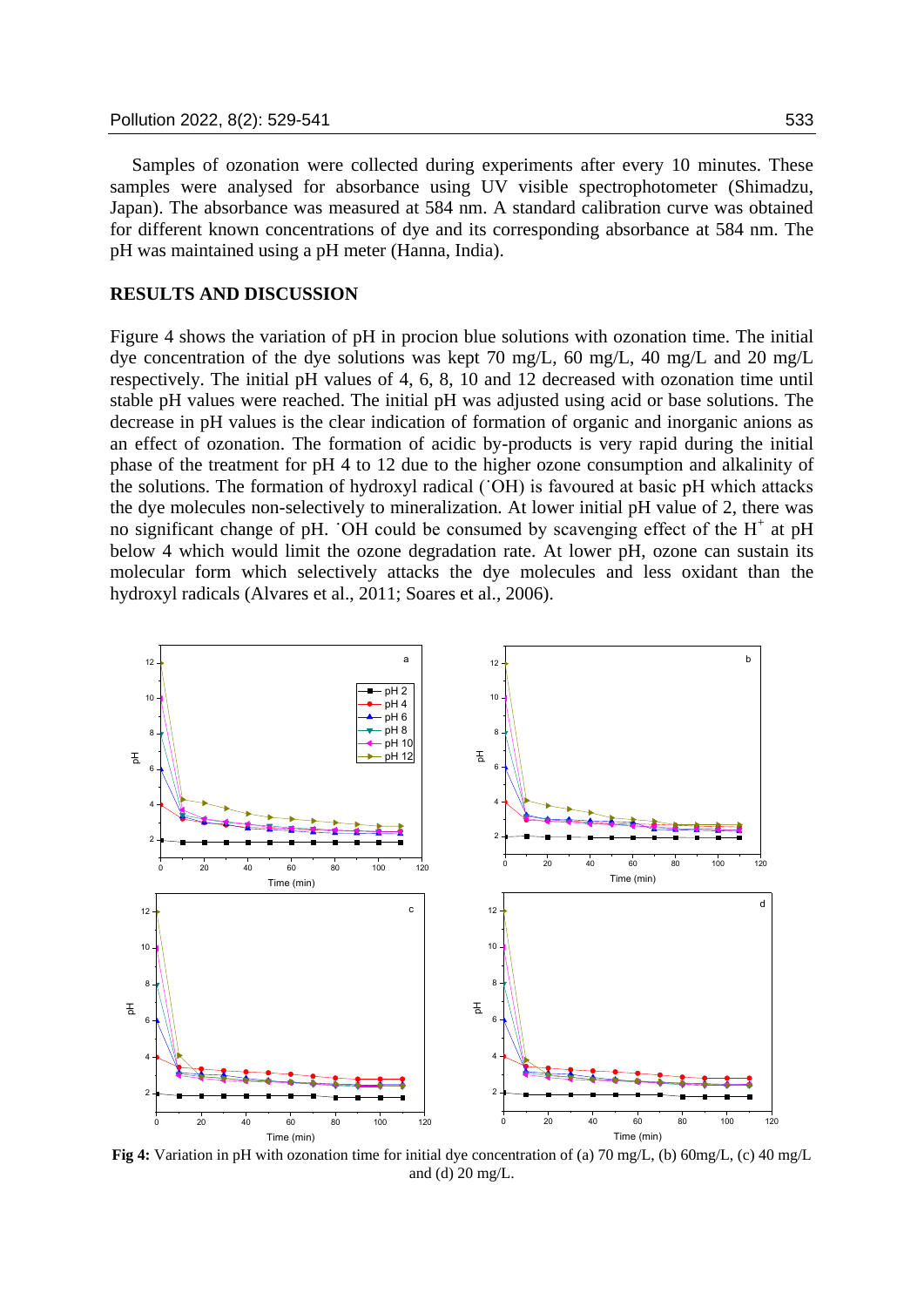Samples of ozonation were collected during experiments after every 10 minutes. These samples were analysed for absorbance using UV visible spectrophotometer (Shimadzu, Japan). The absorbance was measured at 584 nm. A standard calibration curve was obtained for different known concentrations of dye and its corresponding absorbance at 584 nm. The pH was maintained using a pH meter (Hanna, India).

## RESULTS AND DISCUSSION

Figure 4 shows the variation of pH in procion blue solutions with ozonation time. The initial dye concentration of the dye solutions was kept 70 mg/L, 60 mg/L, 40 mg/L and 20 mg/L respectively. The initial pH values of 4, 6, 8, 10 and 12 decreased with ozonation time until stable pH values were reached. The initial pH was adjusted using acid or base solutions. The decrease in pH values is the clear indication of formation of organic and inorganic anions as an effect of ozonation. The formation of acidic by-products is very rapid during the initial phase of the treatment for pH 4 to 12 due to the higher ozone consumption and alkalinity of the solutions. The formation of hydroxyl radical ($^{\cdot}OH$) is favoured at basic pH which attacks the dye molecules non-selectively to mineralization. At lower initial pH value of 2, there was no significant change of pH. $^{\cdot}OH$ could be consumed by scavenging effect of the $H^{+}$ at pH below 4 which would limit the ozone degradation rate. At lower pH, ozone can sustain its molecular form which selectively attacks the dye molecules and less oxidant than the hydroxyl radicals (Alvares et al., 2011; Soares et al., 2006).

**Fig 4:** Variation in pH with ozonation time for initial dye concentration of (a) 70 mg/L, (b) 60mg/L, (c) 40 mg/L and (d) 20 mg/L.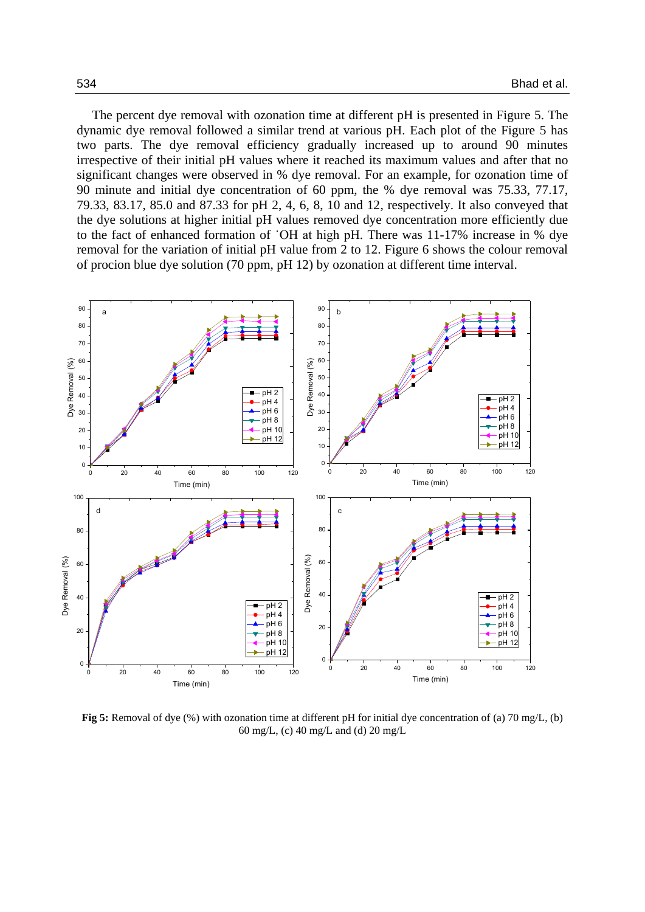The percent dye removal with ozonation time at different pH is presented in Figure 5. The dynamic dye removal followed a similar trend at various pH. Each plot of the Figure 5 has two parts. The dye removal efficiency gradually increased up to around 90 minutes irrespective of their initial pH values where it reached its maximum values and after that no significant changes were observed in % dye removal. For an example, for ozonation time of 90 minute and initial dye concentration of 60 ppm, the % dye removal was 75.33, 77.17, 79.33, 83.17, 85.0 and 87.33 for pH 2, 4, 6, 8, 10 and 12, respectively. It also conveyed that the dye solutions at higher initial pH values removed dye concentration more efficiently due to the fact of enhanced formation of $^{\cdot}OH$ at high pH. There was 11-17% increase in % dye removal for the variation of initial pH value from 2 to 12. Figure 6 shows the colour removal of procion blue dye solution (70 ppm, pH 12) by ozonation at different time interval.

**Fig 5:** Removal of dye (%) with ozonation time at different pH for initial dye concentration of (a) 70 mg/L, (b) 60 mg/L, (c) 40 mg/L and (d) 20 mg/L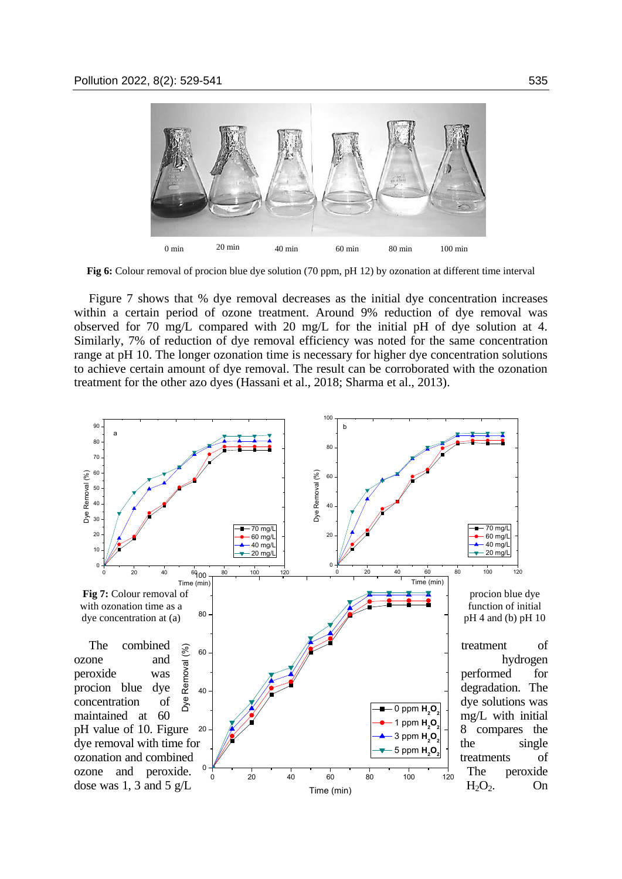0 min 20 min 40 min 60 min 80 min 100 min

**Fig 6:** Colour removal of procion blue dye solution (70 ppm, pH 12) by ozonation at different time interval

Figure 7 shows that % dye removal decreases as the initial dye concentration increases within a certain period of ozone treatment. Around 9% reduction of dye removal was observed for 70 mg/L compared with 20 mg/L for the initial pH of dye solution at 4. Similarly, 7% of reduction of dye removal efficiency was noted for the same concentration range at pH 10. The longer ozonation time is necessary for higher dye concentration solutions to achieve certain amount of dye removal. The result can be corroborated with the ozonation treatment for the other azo dyes (Hassani et al., 2018; Sharma et al., 2013).

**Fig 7:** Colour removal of procion blue dye with ozonation time as a function of initial dye concentration at (a) pH 4 and (b) pH 10

The combined treatment of ozone and hydrogen peroxide was performed for procion blue dye degradation. The concentration of dye solutions was maintained at 60 mg/L with initial pH value of 10. Figure 8 compares the dye removal with time for the single ozonation and combined treatments of ozone and peroxide. The peroxide dose was 1, 3 and 5 g/L $H_2O_2$. On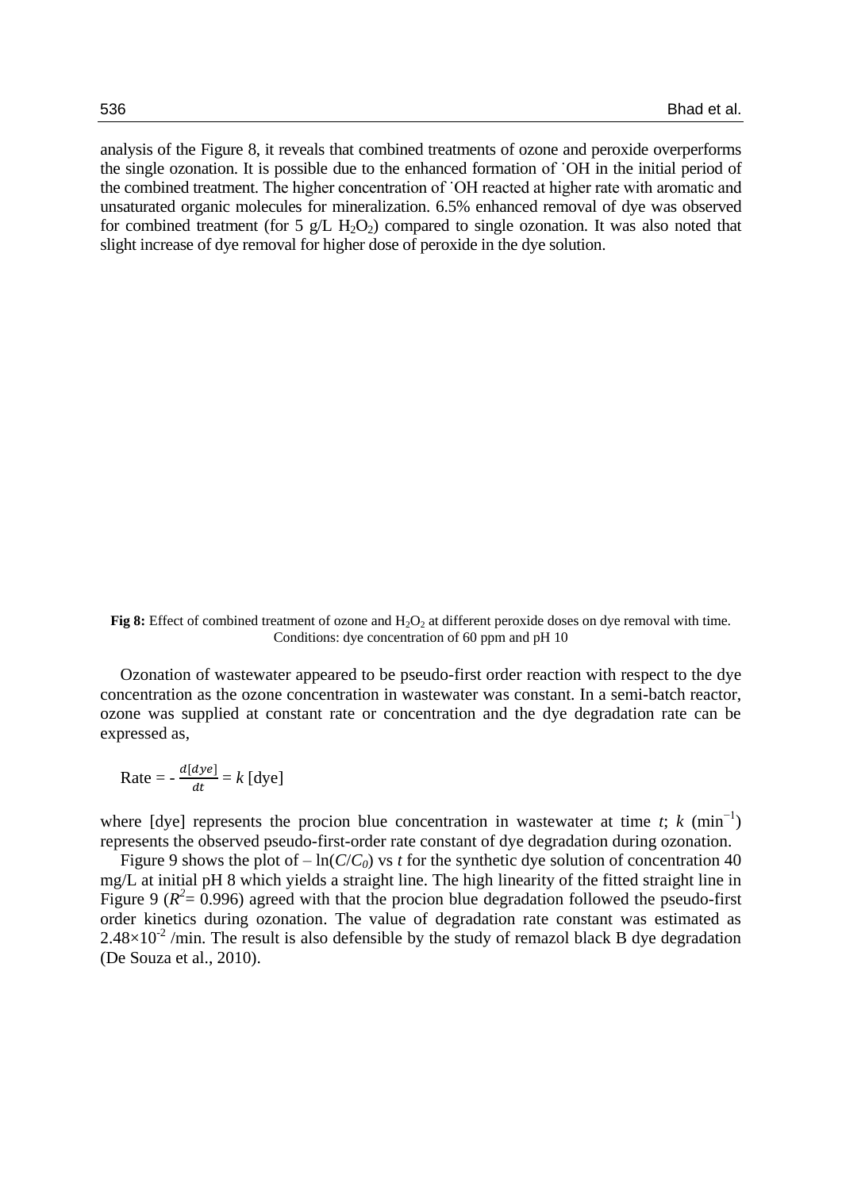analysis of the Figure 8, it reveals that combined treatments of ozone and peroxide overperforms the single ozonation. It is possible due to the enhanced formation of ˙OH in the initial period of the combined treatment. The higher concentration of ˙OH reacted at higher rate with aromatic and unsaturated organic molecules for mineralization. 6.5% enhanced removal of dye was observed for combined treatment (for 5 g/L $H_2O_2$) compared to single ozonation. It was also noted that slight increase of dye removal for higher dose of peroxide in the dye solution.

**Fig 8:** Effect of combined treatment of ozone and $H_2O_2$ at different peroxide doses on dye removal with time. Conditions: dye concentration of 60 ppm and pH 10

Ozonation of wastewater appeared to be pseudo-first order reaction with respect to the dye concentration as the ozone concentration in wastewater was constant. In a semi-batch reactor, ozone was supplied at constant rate or concentration and the dye degradation rate can be expressed as,

$$\text{Rate} = -\frac{d[dye]}{dt} = k\,[\text{dye}]$$

where [dye] represents the procion blue concentration in wastewater at time $t$; $k$ ($\text{min}^{-1}$) represents the observed pseudo-first-order rate constant of dye degradation during ozonation.

Figure 9 shows the plot of $-\ln(C/C_0)$ vs $t$ for the synthetic dye solution of concentration 40 mg/L at initial pH 8 which yields a straight line. The high linearity of the fitted straight line in Figure 9 ($R^2 = 0.996$) agreed with that the procion blue degradation followed the pseudo-first order kinetics during ozonation. The value of degradation rate constant was estimated as $2.48\times10^{-2}$ /min. The result is also defensible by the study of remazol black B dye degradation (De Souza et al., 2010).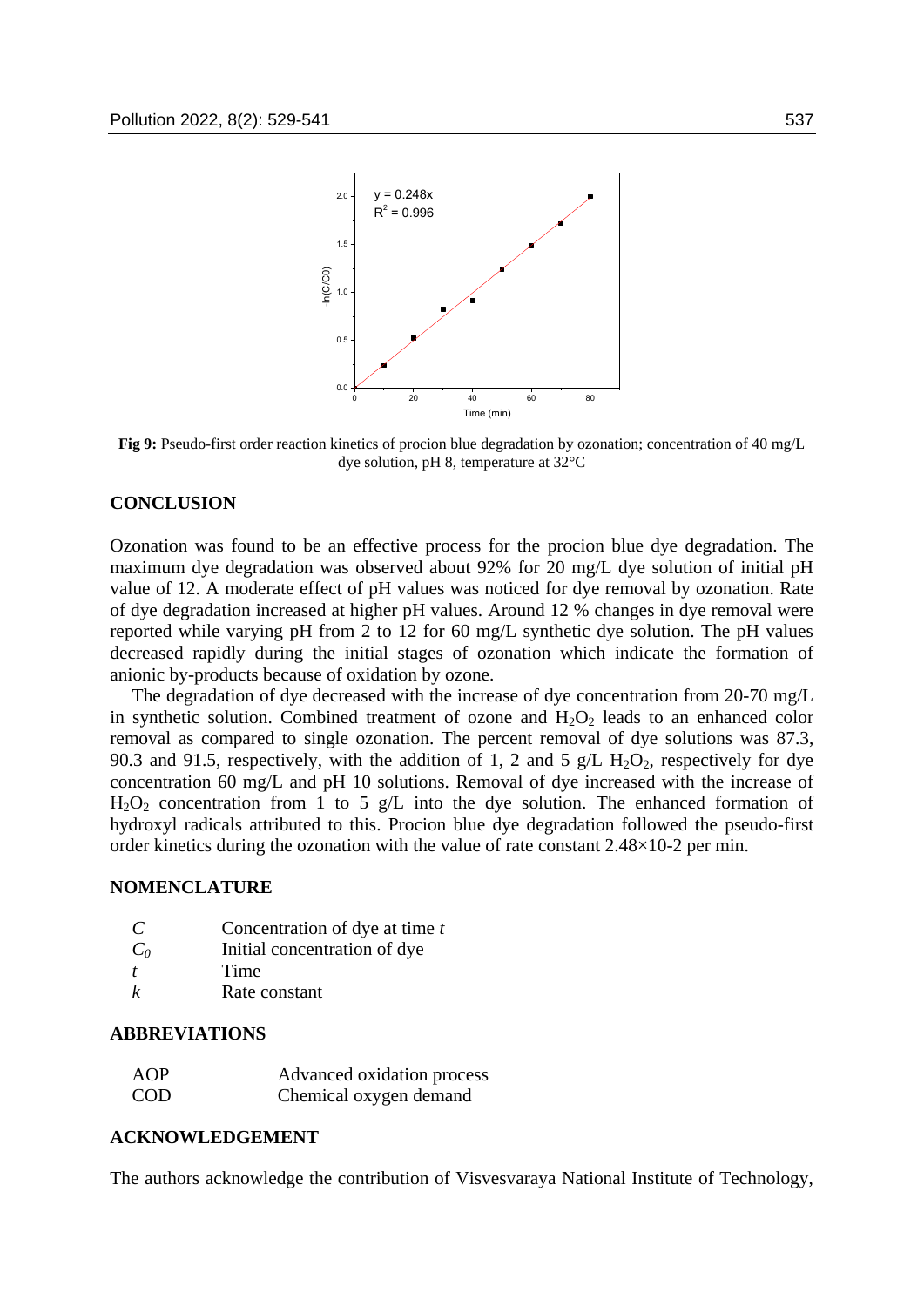**Fig 9:** Pseudo-first order reaction kinetics of procion blue degradation by ozonation; concentration of 40 mg/L dye solution, pH 8, temperature at 32°C

## CONCLUSION

Ozonation was found to be an effective process for the procion blue dye degradation. The maximum dye degradation was observed about 92% for 20 mg/L dye solution of initial pH value of 12. A moderate effect of pH values was noticed for dye removal by ozonation. Rate of dye degradation increased at higher pH values. Around 12 % changes in dye removal were reported while varying pH from 2 to 12 for 60 mg/L synthetic dye solution. The pH values decreased rapidly during the initial stages of ozonation which indicate the formation of anionic by-products because of oxidation by ozone.

The degradation of dye decreased with the increase of dye concentration from 20-70 mg/L in synthetic solution. Combined treatment of ozone and $H_2O_2$ leads to an enhanced color removal as compared to single ozonation. The percent removal of dye solutions was 87.3, 90.3 and 91.5, respectively, with the addition of 1, 2 and 5 g/L $H_2O_2$, respectively for dye concentration 60 mg/L and pH 10 solutions. Removal of dye increased with the increase of $H_2O_2$ concentration from 1 to 5 g/L into the dye solution. The enhanced formation of hydroxyl radicals attributed to this. Procion blue dye degradation followed the pseudo-first order kinetics during the ozonation with the value of rate constant 2.48×10-2 per min.

## NOMENCLATURE

| | |
|---|---|
| $C$ | Concentration of dye at time $t$ |
| $C_0$ | Initial concentration of dye |
| $t$ | Time |
| $k$ | Rate constant |

## ABBREVIATIONS

| | |
|---|---|
| AOP | Advanced oxidation process |
| COD | Chemical oxygen demand |

## ACKNOWLEDGEMENT

The authors acknowledge the contribution of Visvesvaraya National Institute of Technology,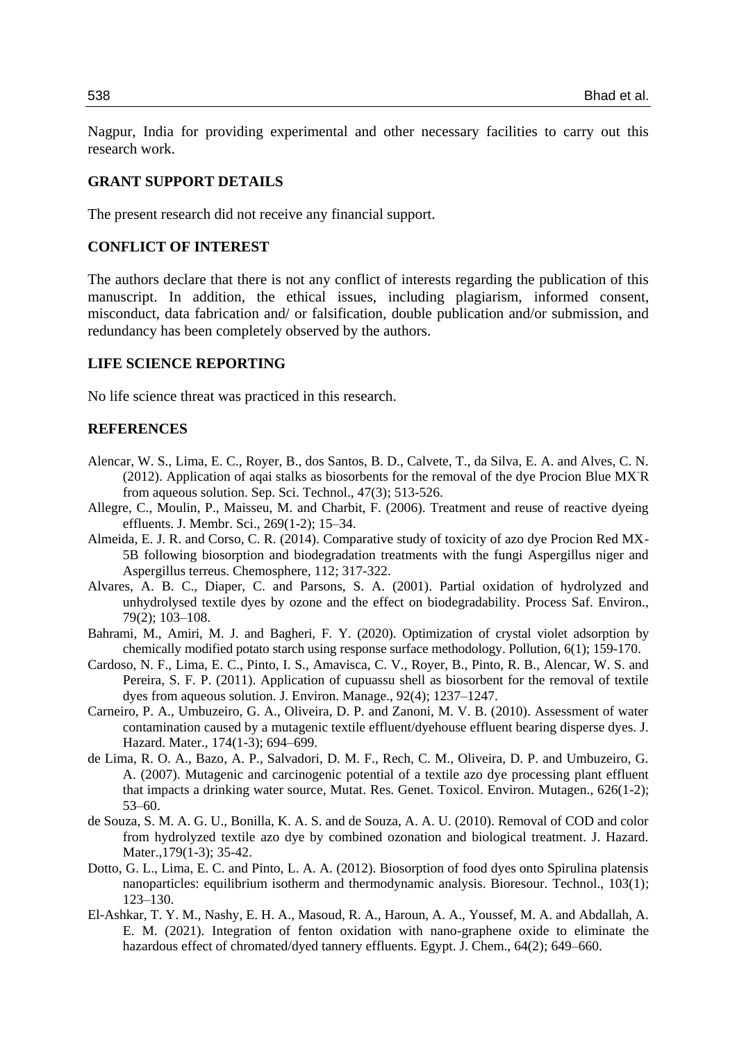Nagpur, India for providing experimental and other necessary facilities to carry out this research work.

## GRANT SUPPORT DETAILS

The present research did not receive any financial support.

## CONFLICT OF INTEREST

The authors declare that there is not any conflict of interests regarding the publication of this manuscript. In addition, the ethical issues, including plagiarism, informed consent, misconduct, data fabrication and/ or falsification, double publication and/or submission, and redundancy has been completely observed by the authors.

## LIFE SCIENCE REPORTING

No life science threat was practiced in this research.

## REFERENCES

Alencar, W. S., Lima, E. C., Royer, B., dos Santos, B. D., Calvete, T., da Silva, E. A. and Alves, C. N. (2012). Application of aqai stalks as biosorbents for the removal of the dye Procion Blue MX-R from aqueous solution. Sep. Sci. Technol., 47(3); 513-526.

Allegre, C., Moulin, P., Maisseu, M. and Charbit, F. (2006). Treatment and reuse of reactive dyeing effluents. J. Membr. Sci., 269(1-2); 15–34.

Almeida, E. J. R. and Corso, C. R. (2014). Comparative study of toxicity of azo dye Procion Red MX-5B following biosorption and biodegradation treatments with the fungi Aspergillus niger and Aspergillus terreus. Chemosphere, 112; 317-322.

Alvares, A. B. C., Diaper, C. and Parsons, S. A. (2001). Partial oxidation of hydrolyzed and unhydrolysed textile dyes by ozone and the effect on biodegradability. Process Saf. Environ., 79(2); 103–108.

Bahrami, M., Amiri, M. J. and Bagheri, F. Y. (2020). Optimization of crystal violet adsorption by chemically modified potato starch using response surface methodology. Pollution, 6(1); 159-170.

Cardoso, N. F., Lima, E. C., Pinto, I. S., Amavisca, C. V., Royer, B., Pinto, R. B., Alencar, W. S. and Pereira, S. F. P. (2011). Application of cupuassu shell as biosorbent for the removal of textile dyes from aqueous solution. J. Environ. Manage., 92(4); 1237–1247.

Carneiro, P. A., Umbuzeiro, G. A., Oliveira, D. P. and Zanoni, M. V. B. (2010). Assessment of water contamination caused by a mutagenic textile effluent/dyehouse effluent bearing disperse dyes. J. Hazard. Mater., 174(1-3); 694–699.

de Lima, R. O. A., Bazo, A. P., Salvadori, D. M. F., Rech, C. M., Oliveira, D. P. and Umbuzeiro, G. A. (2007). Mutagenic and carcinogenic potential of a textile azo dye processing plant effluent that impacts a drinking water source, Mutat. Res. Genet. Toxicol. Environ. Mutagen., 626(1-2); 53–60.

de Souza, S. M. A. G. U., Bonilla, K. A. S. and de Souza, A. A. U. (2010). Removal of COD and color from hydrolyzed textile azo dye by combined ozonation and biological treatment. J. Hazard. Mater.,179(1-3); 35-42.

Dotto, G. L., Lima, E. C. and Pinto, L. A. A. (2012). Biosorption of food dyes onto Spirulina platensis nanoparticles: equilibrium isotherm and thermodynamic analysis. Bioresour. Technol., 103(1); 123–130.

El-Ashkar, T. Y. M., Nashy, E. H. A., Masoud, R. A., Haroun, A. A., Youssef, M. A. and Abdallah, A. E. M. (2021). Integration of fenton oxidation with nano-graphene oxide to eliminate the hazardous effect of chromated/dyed tannery effluents. Egypt. J. Chem., 64(2); 649–660.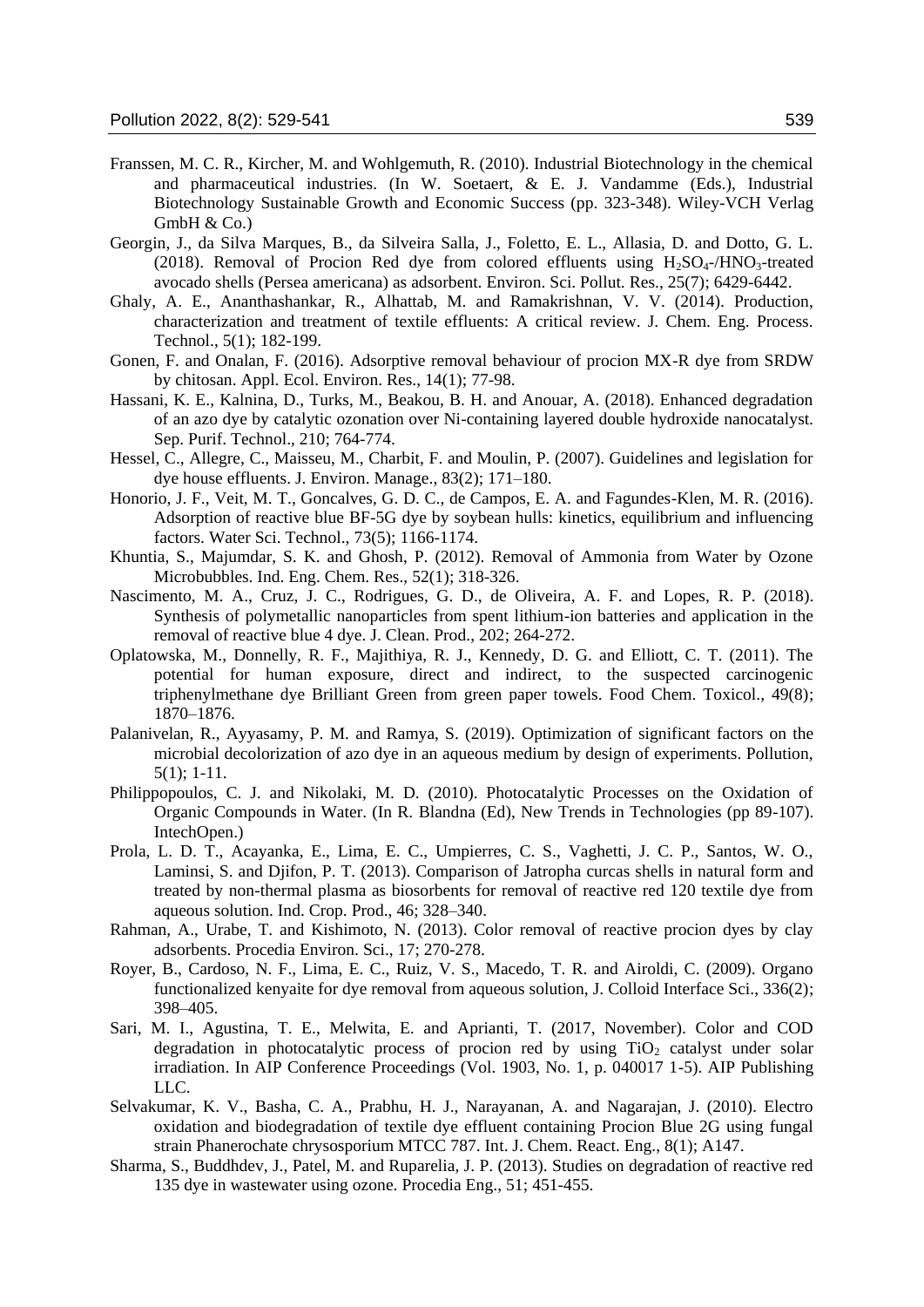Franssen, M. C. R., Kircher, M. and Wohlgemuth, R. (2010). Industrial Biotechnology in the chemical and pharmaceutical industries. (In W. Soetaert, & E. J. Vandamme (Eds.), Industrial Biotechnology Sustainable Growth and Economic Success (pp. 323-348). Wiley-VCH Verlag GmbH & Co.)

Georgin, J., da Silva Marques, B., da Silveira Salla, J., Foletto, E. L., Allasia, D. and Dotto, G. L. (2018). Removal of Procion Red dye from colored effluents using $H_2SO_4$-/$HNO_3$-treated avocado shells (Persea americana) as adsorbent. Environ. Sci. Pollut. Res., 25(7); 6429-6442.

Ghaly, A. E., Ananthashankar, R., Alhattab, M. and Ramakrishnan, V. V. (2014). Production, characterization and treatment of textile effluents: A critical review. J. Chem. Eng. Process. Technol., 5(1); 182-199.

Gonen, F. and Onalan, F. (2016). Adsorptive removal behaviour of procion MX-R dye from SRDW by chitosan. Appl. Ecol. Environ. Res., 14(1); 77-98.

Hassani, K. E., Kalnina, D., Turks, M., Beakou, B. H. and Anouar, A. (2018). Enhanced degradation of an azo dye by catalytic ozonation over Ni-containing layered double hydroxide nanocatalyst. Sep. Purif. Technol., 210; 764-774.

Hessel, C., Allegre, C., Maisseu, M., Charbit, F. and Moulin, P. (2007). Guidelines and legislation for dye house effluents. J. Environ. Manage., 83(2); 171–180.

Honorio, J. F., Veit, M. T., Goncalves, G. D. C., de Campos, E. A. and Fagundes-Klen, M. R. (2016). Adsorption of reactive blue BF-5G dye by soybean hulls: kinetics, equilibrium and influencing factors. Water Sci. Technol., 73(5); 1166-1174.

Khuntia, S., Majumdar, S. K. and Ghosh, P. (2012). Removal of Ammonia from Water by Ozone Microbubbles. Ind. Eng. Chem. Res., 52(1); 318-326.

Nascimento, M. A., Cruz, J. C., Rodrigues, G. D., de Oliveira, A. F. and Lopes, R. P. (2018). Synthesis of polymetallic nanoparticles from spent lithium-ion batteries and application in the removal of reactive blue 4 dye. J. Clean. Prod., 202; 264-272.

Oplatowska, M., Donnelly, R. F., Majithiya, R. J., Kennedy, D. G. and Elliott, C. T. (2011). The potential for human exposure, direct and indirect, to the suspected carcinogenic triphenylmethane dye Brilliant Green from green paper towels. Food Chem. Toxicol., 49(8); 1870–1876.

Palanivelan, R., Ayyasamy, P. M. and Ramya, S. (2019). Optimization of significant factors on the microbial decolorization of azo dye in an aqueous medium by design of experiments. Pollution, 5(1); 1-11.

Philippopoulos, C. J. and Nikolaki, M. D. (2010). Photocatalytic Processes on the Oxidation of Organic Compounds in Water. (In R. Blandna (Ed), New Trends in Technologies (pp 89-107). IntechOpen.)

Prola, L. D. T., Acayanka, E., Lima, E. C., Umpierres, C. S., Vaghetti, J. C. P., Santos, W. O., Laminsi, S. and Djifon, P. T. (2013). Comparison of Jatropha curcas shells in natural form and treated by non-thermal plasma as biosorbents for removal of reactive red 120 textile dye from aqueous solution. Ind. Crop. Prod., 46; 328–340.

Rahman, A., Urabe, T. and Kishimoto, N. (2013). Color removal of reactive procion dyes by clay adsorbents. Procedia Environ. Sci., 17; 270-278.

Royer, B., Cardoso, N. F., Lima, E. C., Ruiz, V. S., Macedo, T. R. and Airoldi, C. (2009). Organo functionalized kenyaite for dye removal from aqueous solution, J. Colloid Interface Sci., 336(2); 398–405.

Sari, M. I., Agustina, T. E., Melwita, E. and Aprianti, T. (2017, November). Color and COD degradation in photocatalytic process of procion red by using $TiO_2$ catalyst under solar irradiation. In AIP Conference Proceedings (Vol. 1903, No. 1, p. 040017 1-5). AIP Publishing LLC.

Selvakumar, K. V., Basha, C. A., Prabhu, H. J., Narayanan, A. and Nagarajan, J. (2010). Electro oxidation and biodegradation of textile dye effluent containing Procion Blue 2G using fungal strain Phanerochate chrysosporium MTCC 787. Int. J. Chem. React. Eng., 8(1); A147.

Sharma, S., Buddhdev, J., Patel, M. and Ruparelia, J. P. (2013). Studies on degradation of reactive red 135 dye in wastewater using ozone. Procedia Eng., 51; 451-455.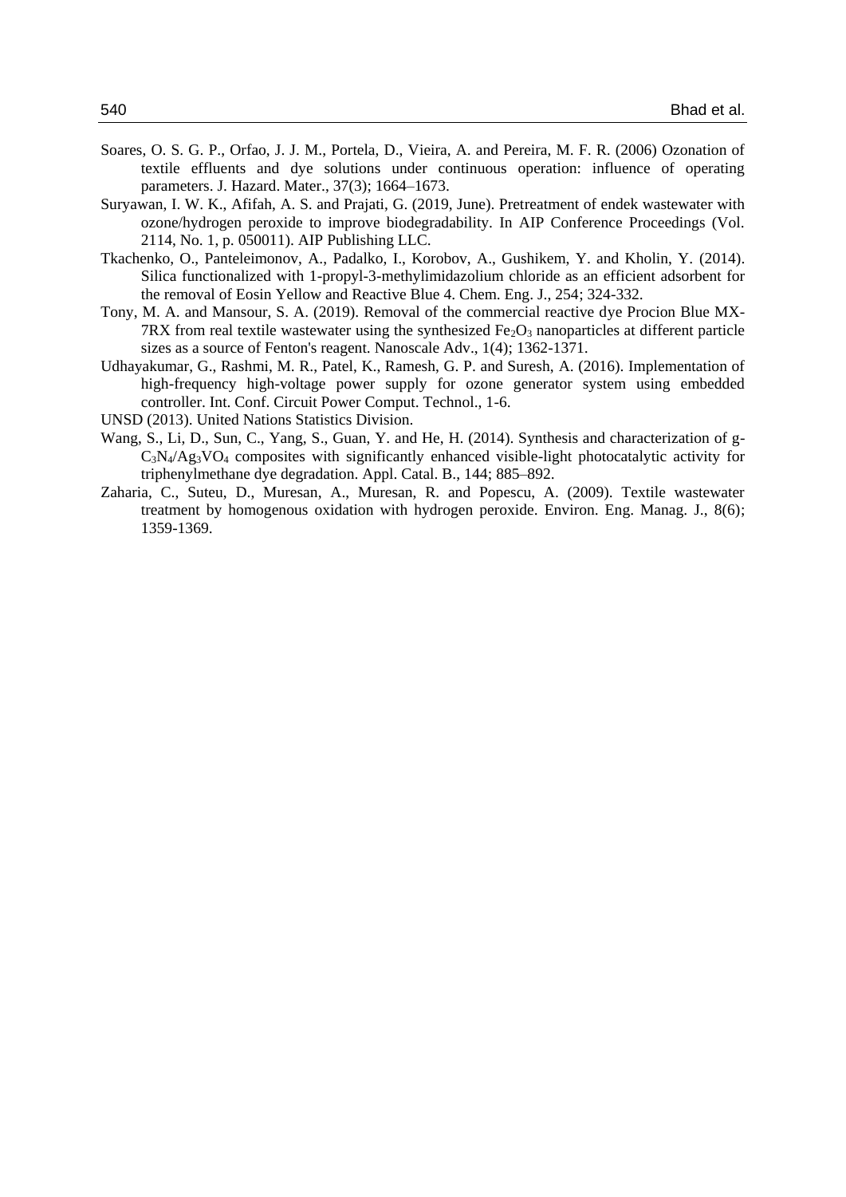Soares, O. S. G. P., Orfao, J. J. M., Portela, D., Vieira, A. and Pereira, M. F. R. (2006) Ozonation of textile effluents and dye solutions under continuous operation: influence of operating parameters. J. Hazard. Mater., 37(3); 1664–1673.

Suryawan, I. W. K., Afifah, A. S. and Prajati, G. (2019, June). Pretreatment of endek wastewater with ozone/hydrogen peroxide to improve biodegradability. In AIP Conference Proceedings (Vol. 2114, No. 1, p. 050011). AIP Publishing LLC.

Tkachenko, O., Panteleimonov, A., Padalko, I., Korobov, A., Gushikem, Y. and Kholin, Y. (2014). Silica functionalized with 1-propyl-3-methylimidazolium chloride as an efficient adsorbent for the removal of Eosin Yellow and Reactive Blue 4. Chem. Eng. J., 254; 324-332.

Tony, M. A. and Mansour, S. A. (2019). Removal of the commercial reactive dye Procion Blue MX-7RX from real textile wastewater using the synthesized $Fe_2O_3$ nanoparticles at different particle sizes as a source of Fenton's reagent. Nanoscale Adv., 1(4); 1362-1371.

Udhayakumar, G., Rashmi, M. R., Patel, K., Ramesh, G. P. and Suresh, A. (2016). Implementation of high-frequency high-voltage power supply for ozone generator system using embedded controller. Int. Conf. Circuit Power Comput. Technol., 1-6.

UNSD (2013). United Nations Statistics Division.

Wang, S., Li, D., Sun, C., Yang, S., Guan, Y. and He, H. (2014). Synthesis and characterization of g-$C_3N_4$/$Ag_3VO_4$ composites with significantly enhanced visible-light photocatalytic activity for triphenylmethane dye degradation. Appl. Catal. B., 144; 885–892.

Zaharia, C., Suteu, D., Muresan, A., Muresan, R. and Popescu, A. (2009). Textile wastewater treatment by homogenous oxidation with hydrogen peroxide. Environ. Eng. Manag. J., 8(6); 1359-1369.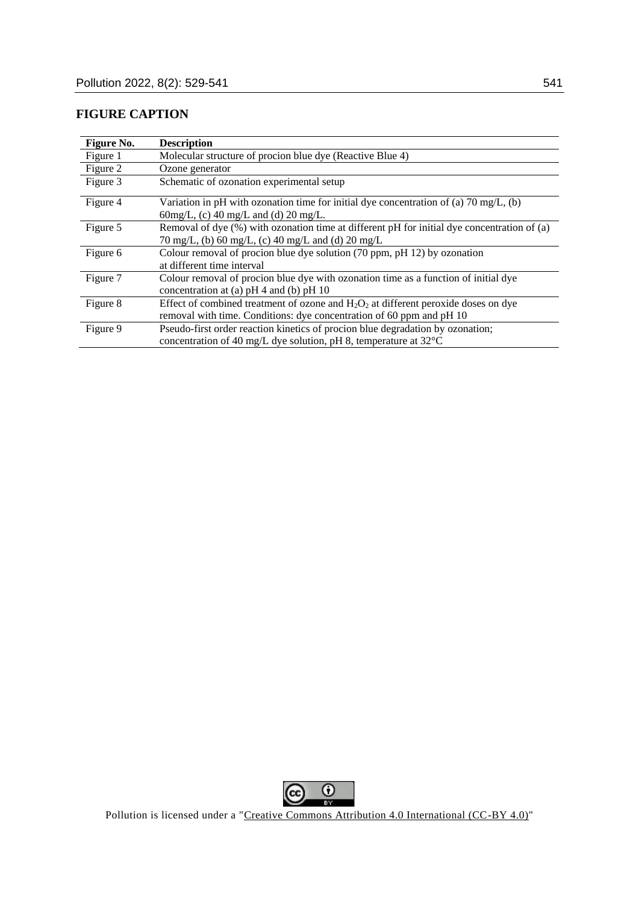## FIGURE CAPTION

| Figure No. | Description |
|---|---|
| Figure 1 | Molecular structure of procion blue dye (Reactive Blue 4) |
| Figure 2 | Ozone generator |
| Figure 3 | Schematic of ozonation experimental setup |
| Figure 4 | Variation in pH with ozonation time for initial dye concentration of (a) 70 mg/L, (b) 60mg/L, (c) 40 mg/L and (d) 20 mg/L. |
| Figure 5 | Removal of dye (%) with ozonation time at different pH for initial dye concentration of (a) 70 mg/L, (b) 60 mg/L, (c) 40 mg/L and (d) 20 mg/L |
| Figure 6 | Colour removal of procion blue dye solution (70 ppm, pH 12) by ozonation at different time interval |
| Figure 7 | Colour removal of procion blue dye with ozonation time as a function of initial dye concentration at (a) pH 4 and (b) pH 10 |
| Figure 8 | Effect of combined treatment of ozone and $H_2O_2$ at different peroxide doses on dye removal with time. Conditions: dye concentration of 60 ppm and pH 10 |
| Figure 9 | Pseudo-first order reaction kinetics of procion blue degradation by ozonation; concentration of 40 mg/L dye solution, pH 8, temperature at 32°C |

Pollution is licensed under a "Creative Commons Attribution 4.0 International (CC-BY 4.0)"